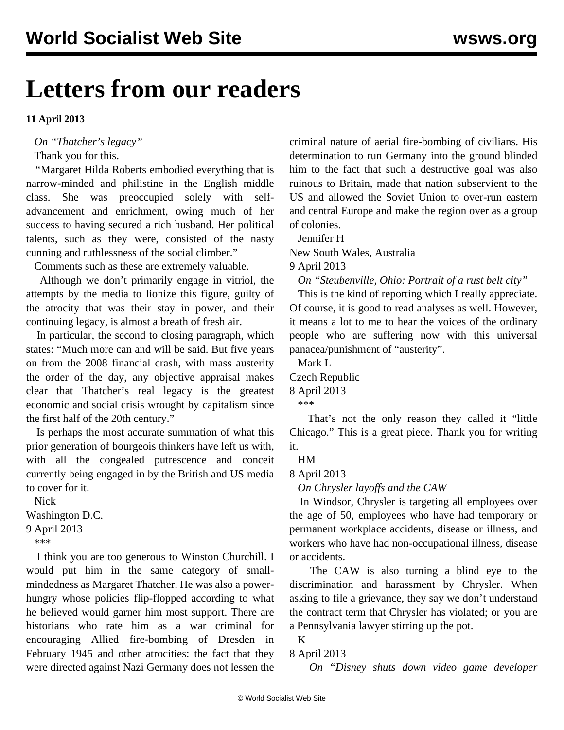# Letters from our readers

**11 April 2013**

*On "Thatcher's legacy"*

Thank you for this.

"Margaret Hilda Roberts embodied everything that is narrow-minded and philistine in the English middle class. She was preoccupied solely with self-advancement and enrichment, owing much of her success to having secured a rich husband. Her political talents, such as they were, consisted of the nasty cunning and ruthlessness of the social climber."

Comments such as these are extremely valuable.

Although we don't primarily engage in vitriol, the attempts by the media to lionize this figure, guilty of the atrocity that was their stay in power, and their continuing legacy, is almost a breath of fresh air.

In particular, the second to closing paragraph, which states: "Much more can and will be said. But five years on from the 2008 financial crash, with mass austerity the order of the day, any objective appraisal makes clear that Thatcher's real legacy is the greatest economic and social crisis wrought by capitalism since the first half of the 20th century."

Is perhaps the most accurate summation of what this prior generation of bourgeois thinkers have left us with, with all the congealed putrescence and conceit currently being engaged in by the British and US media to cover for it.

Nick
Washington D.C.
9 April 2013

\*\*\*

I think you are too generous to Winston Churchill. I would put him in the same category of small-mindedness as Margaret Thatcher. He was also a power-hungry whose policies flip-flopped according to what he believed would garner him most support. There are historians who rate him as a war criminal for encouraging Allied fire-bombing of Dresden in February 1945 and other atrocities: the fact that they were directed against Nazi Germany does not lessen the criminal nature of aerial fire-bombing of civilians. His determination to run Germany into the ground blinded him to the fact that such a destructive goal was also ruinous to Britain, made that nation subservient to the US and allowed the Soviet Union to over-run eastern and central Europe and make the region over as a group of colonies.

Jennifer H
New South Wales, Australia
9 April 2013

*On "Steubenville, Ohio: Portrait of a rust belt city"*

This is the kind of reporting which I really appreciate. Of course, it is good to read analyses as well. However, it means a lot to me to hear the voices of the ordinary people who are suffering now with this universal panacea/punishment of "austerity".

Mark L
Czech Republic
8 April 2013

\*\*\*

That's not the only reason they called it "little Chicago." This is a great piece. Thank you for writing it.

HM
8 April 2013

*On Chrysler layoffs and the CAW*

In Windsor, Chrysler is targeting all employees over the age of 50, employees who have had temporary or permanent workplace accidents, disease or illness, and workers who have had non-occupational illness, disease or accidents.

The CAW is also turning a blind eye to the discrimination and harassment by Chrysler. When asking to file a grievance, they say we don't understand the contract term that Chrysler has violated; or you are a Pennsylvania lawyer stirring up the pot.

K
8 April 2013

*On "Disney shuts down video game developer*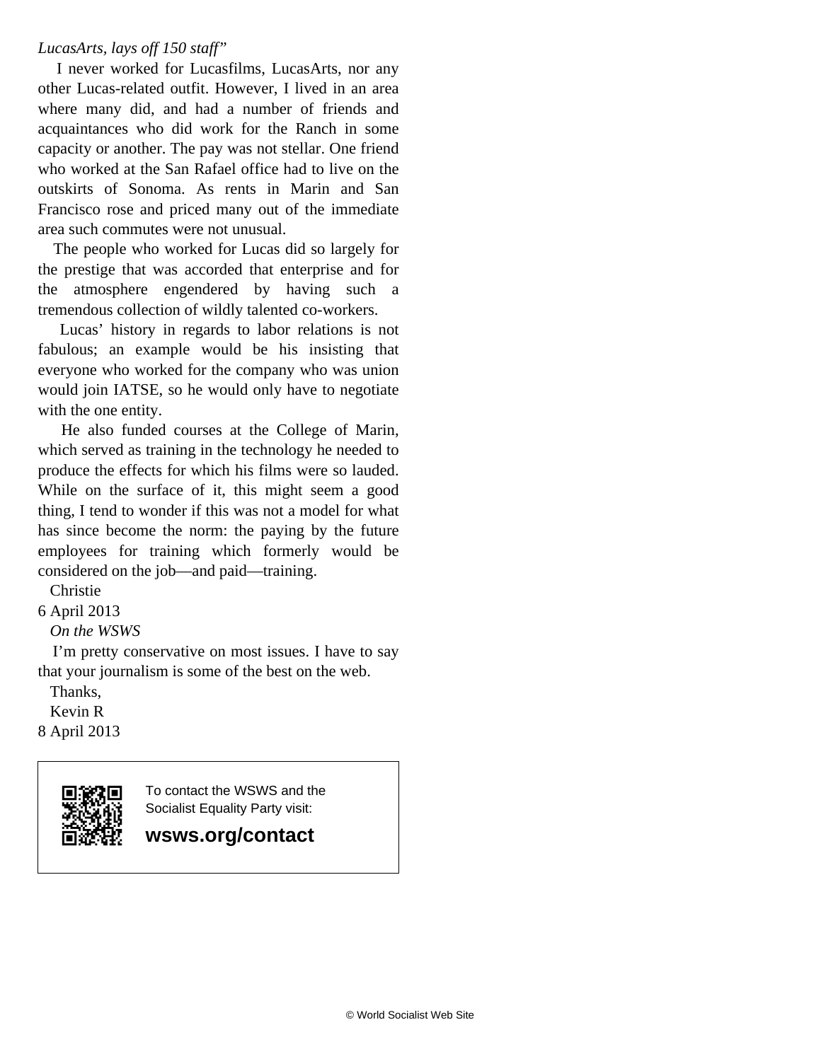*LucasArts, lays off 150 staff"*

I never worked for Lucasfilms, LucasArts, nor any other Lucas-related outfit. However, I lived in an area where many did, and had a number of friends and acquaintances who did work for the Ranch in some capacity or another. The pay was not stellar. One friend who worked at the San Rafael office had to live on the outskirts of Sonoma. As rents in Marin and San Francisco rose and priced many out of the immediate area such commutes were not unusual.

The people who worked for Lucas did so largely for the prestige that was accorded that enterprise and for the atmosphere engendered by having such a tremendous collection of wildly talented co-workers.

Lucas' history in regards to labor relations is not fabulous; an example would be his insisting that everyone who worked for the company who was union would join IATSE, so he would only have to negotiate with the one entity.

He also funded courses at the College of Marin, which served as training in the technology he needed to produce the effects for which his films were so lauded. While on the surface of it, this might seem a good thing, I tend to wonder if this was not a model for what has since become the norm: the paying by the future employees for training which formerly would be considered on the job—and paid—training.

Christie

6 April 2013

*On the WSWS*

I'm pretty conservative on most issues. I have to say that your journalism is some of the best on the web.

Thanks,

Kevin R

8 April 2013

To contact the WSWS and the Socialist Equality Party visit:

**wsws.org/contact**